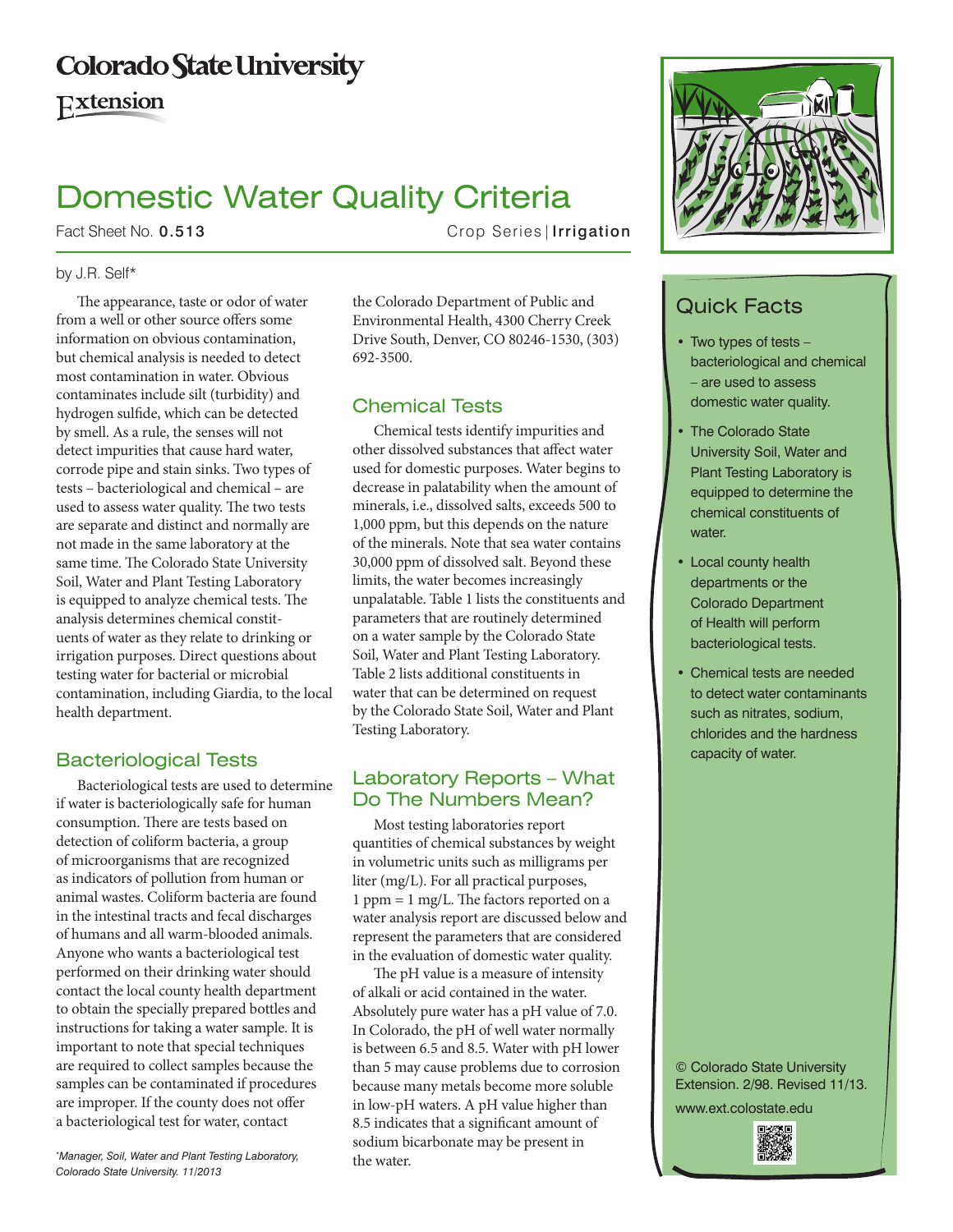# Colorado State University Extension

# Domestic Water Quality Criteria

Fact Sheet No. **0.513** Crop Series | **Irrigation**

by J.R. Self*

The appearance, taste or odor of water from a well or other source offers some information on obvious contamination, but chemical analysis is needed to detect most contamination in water. Obvious contaminates include silt (turbidity) and hydrogen sulfide, which can be detected by smell. As a rule, the senses will not detect impurities that cause hard water, corrode pipe and stain sinks. Two types of tests – bacteriological and chemical – are used to assess water quality. The two tests are separate and distinct and normally are not made in the same laboratory at the same time. The Colorado State University Soil, Water and Plant Testing Laboratory is equipped to analyze chemical tests. The analysis determines chemical constituents of water as they relate to drinking or irrigation purposes. Direct questions about testing water for bacterial or microbial contamination, including Giardia, to the local health department.

## Bacteriological Tests

Bacteriological tests are used to determine if water is bacteriologically safe for human consumption. There are tests based on detection of coliform bacteria, a group of microorganisms that are recognized as indicators of pollution from human or animal wastes. Coliform bacteria are found in the intestinal tracts and fecal discharges of humans and all warm-blooded animals. Anyone who wants a bacteriological test performed on their drinking water should contact the local county health department to obtain the specially prepared bottles and instructions for taking a water sample. It is important to note that special techniques are required to collect samples because the samples can be contaminated if procedures are improper. If the county does not offer a bacteriological test for water, contact the Colorado Department of Public and Environmental Health, 4300 Cherry Creek Drive South, Denver, CO 80246-1530, (303) 692-3500.

## Chemical Tests

Chemical tests identify impurities and other dissolved substances that affect water used for domestic purposes. Water begins to decrease in palatability when the amount of minerals, i.e., dissolved salts, exceeds 500 to 1,000 ppm, but this depends on the nature of the minerals. Note that sea water contains 30,000 ppm of dissolved salt. Beyond these limits, the water becomes increasingly unpalatable. Table 1 lists the constituents and parameters that are routinely determined on a water sample by the Colorado State Soil, Water and Plant Testing Laboratory. Table 2 lists additional constituents in water that can be determined on request by the Colorado State Soil, Water and Plant Testing Laboratory.

## Laboratory Reports – What Do The Numbers Mean?

Most testing laboratories report quantities of chemical substances by weight in volumetric units such as milligrams per liter (mg/L). For all practical purposes, 1 ppm = 1 mg/L. The factors reported on a water analysis report are discussed below and represent the parameters that are considered in the evaluation of domestic water quality.

The pH value is a measure of intensity of alkali or acid contained in the water. Absolutely pure water has a pH value of 7.0. In Colorado, the pH of well water normally is between 6.5 and 8.5. Water with pH lower than 5 may cause problems due to corrosion because many metals become more soluble in low-pH waters. A pH value higher than 8.5 indicates that a significant amount of sodium bicarbonate may be present in the water.

*Manager, Soil, Water and Plant Testing Laboratory, Colorado State University. 11/2013*

## Quick Facts

- Two types of tests – bacteriological and chemical – are used to assess domestic water quality.
- The Colorado State University Soil, Water and Plant Testing Laboratory is equipped to determine the chemical constituents of water.
- Local county health departments or the Colorado Department of Health will perform bacteriological tests.
- Chemical tests are needed to detect water contaminants such as nitrates, sodium, chlorides and the hardness capacity of water.

© Colorado State University Extension. 2/98. Revised 11/13.

www.ext.colostate.edu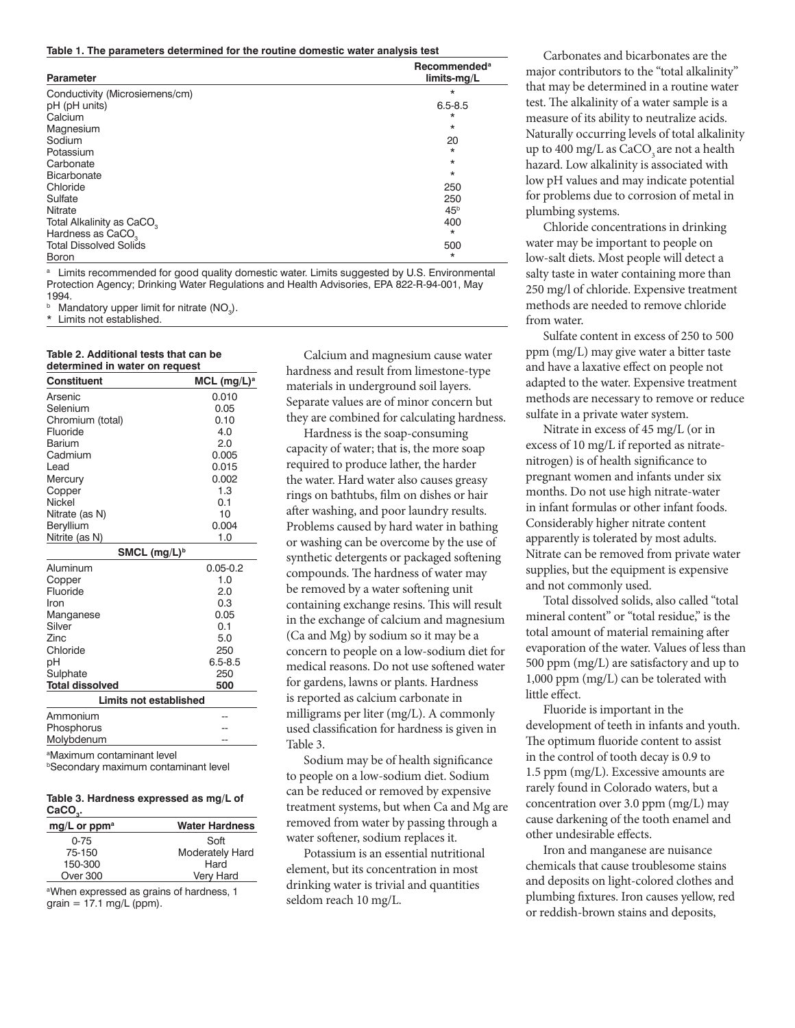**Table 1. The parameters determined for the routine domestic water analysis test**

| Parameter | Recommended[a] limits-mg/L |
|---|---|
| Conductivity (Microsiemens/cm) | * |
| pH (pH units) | 6.5-8.5 |
| Calcium | * |
| Magnesium | * |
| Sodium | 20 |
| Potassium | * |
| Carbonate | * |
| Bicarbonate | * |
| Chloride | 250 |
| Sulfate | 250 |
| Nitrate | 45[b] |
| Total Alkalinity as $CaCO_3$ | 400 |
| Hardness as $CaCO_3$ | * |
| Total Dissolved Solids | 500 |
| Boron | * |

[a] Limits recommended for good quality domestic water. Limits suggested by U.S. Environmental Protection Agency; Drinking Water Regulations and Health Advisories, EPA 822-R-94-001, May 1994.

[b] Mandatory upper limit for nitrate ($NO_3$).

* Limits not established.

**Table 2. Additional tests that can be determined in water on request**

| Constituent | MCL (mg/L)[a] |
|---|---|
| Arsenic | 0.010 |
| Selenium | 0.05 |
| Chromium (total) | 0.10 |
| Fluoride | 4.0 |
| Barium | 2.0 |
| Cadmium | 0.005 |
| Lead | 0.015 |
| Mercury | 0.002 |
| Copper | 1.3 |
| Nickel | 0.1 |
| Nitrate (as N) | 10 |
| Beryllium | 0.004 |
| Nitrite (as N) | 1.0 |
| **SMCL (mg/L)[b]** | |
| Aluminum | 0.05-0.2 |
| Copper | 1.0 |
| Fluoride | 2.0 |
| Iron | 0.3 |
| Manganese | 0.05 |
| Silver | 0.1 |
| Zinc | 5.0 |
| Chloride | 250 |
| pH | 6.5-8.5 |
| Sulphate | 250 |
| **Total dissolved** | **500** |
| **Limits not established** | |
| Ammonium | -- |
| Phosphorus | -- |
| Molybdenum | -- |

[a]Maximum contaminant level

[b]Secondary maximum contaminant level

**Table 3. Hardness expressed as mg/L of $CaCO_3$.**

| mg/L or ppm[a] | Water Hardness |
|---|---|
| 0-75 | Soft |
| 75-150 | Moderately Hard |
| 150-300 | Hard |
| Over 300 | Very Hard |

[a]When expressed as grains of hardness, 1 grain = 17.1 mg/L (ppm).

Calcium and magnesium cause water hardness and result from limestone-type materials in underground soil layers. Separate values are of minor concern but they are combined for calculating hardness.

Hardness is the soap-consuming capacity of water; that is, the more soap required to produce lather, the harder the water. Hard water also causes greasy rings on bathtubs, film on dishes or hair after washing, and poor laundry results. Problems caused by hard water in bathing or washing can be overcome by the use of synthetic detergents or packaged softening compounds. The hardness of water may be removed by a water softening unit containing exchange resins. This will result in the exchange of calcium and magnesium (Ca and Mg) by sodium so it may be a concern to people on a low-sodium diet for medical reasons. Do not use softened water for gardens, lawns or plants. Hardness is reported as calcium carbonate in milligrams per liter (mg/L). A commonly used classification for hardness is given in Table 3.

Sodium may be of health significance to people on a low-sodium diet. Sodium can be reduced or removed by expensive treatment systems, but when Ca and Mg are removed from water by passing through a water softener, sodium replaces it.

Potassium is an essential nutritional element, but its concentration in most drinking water is trivial and quantities seldom reach 10 mg/L.

Carbonates and bicarbonates are the major contributors to the "total alkalinity" that may be determined in a routine water test. The alkalinity of a water sample is a measure of its ability to neutralize acids. Naturally occurring levels of total alkalinity up to 400 mg/L as $CaCO_3$ are not a health hazard. Low alkalinity is associated with low pH values and may indicate potential for problems due to corrosion of metal in plumbing systems.

Chloride concentrations in drinking water may be important to people on low-salt diets. Most people will detect a salty taste in water containing more than 250 mg/l of chloride. Expensive treatment methods are needed to remove chloride from water.

Sulfate content in excess of 250 to 500 ppm (mg/L) may give water a bitter taste and have a laxative effect on people not adapted to the water. Expensive treatment methods are necessary to remove or reduce sulfate in a private water system.

Nitrate in excess of 45 mg/L (or in excess of 10 mg/L if reported as nitrate-nitrogen) is of health significance to pregnant women and infants under six months. Do not use high nitrate-water in infant formulas or other infant foods. Considerably higher nitrate content apparently is tolerated by most adults. Nitrate can be removed from private water supplies, but the equipment is expensive and not commonly used.

Total dissolved solids, also called "total mineral content" or "total residue," is the total amount of material remaining after evaporation of the water. Values of less than 500 ppm (mg/L) are satisfactory and up to 1,000 ppm (mg/L) can be tolerated with little effect.

Fluoride is important in the development of teeth in infants and youth. The optimum fluoride content to assist in the control of tooth decay is 0.9 to 1.5 ppm (mg/L). Excessive amounts are rarely found in Colorado waters, but a concentration over 3.0 ppm (mg/L) may cause darkening of the tooth enamel and other undesirable effects.

Iron and manganese are nuisance chemicals that cause troublesome stains and deposits on light-colored clothes and plumbing fixtures. Iron causes yellow, red or reddish-brown stains and deposits,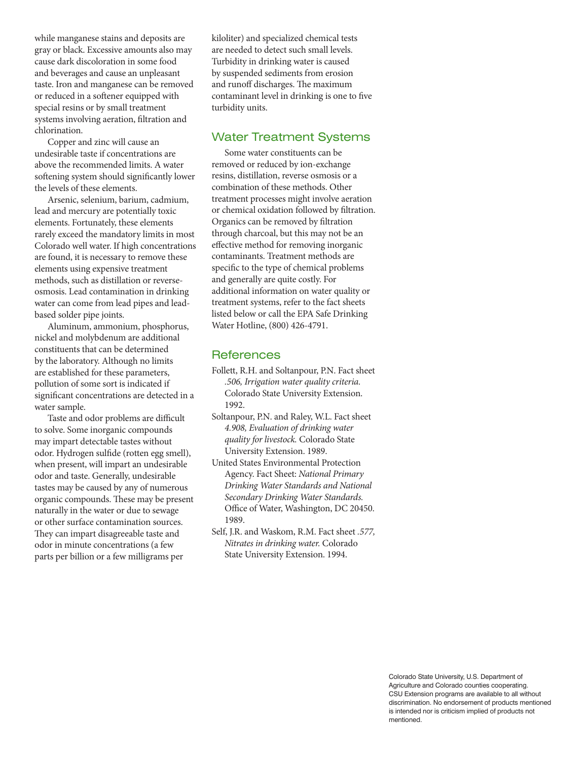while manganese stains and deposits are gray or black. Excessive amounts also may cause dark discoloration in some food and beverages and cause an unpleasant taste. Iron and manganese can be removed or reduced in a softener equipped with special resins or by small treatment systems involving aeration, filtration and chlorination.

Copper and zinc will cause an undesirable taste if concentrations are above the recommended limits. A water softening system should significantly lower the levels of these elements.

Arsenic, selenium, barium, cadmium, lead and mercury are potentially toxic elements. Fortunately, these elements rarely exceed the mandatory limits in most Colorado well water. If high concentrations are found, it is necessary to remove these elements using expensive treatment methods, such as distillation or reverse-osmosis. Lead contamination in drinking water can come from lead pipes and lead-based solder pipe joints.

Aluminum, ammonium, phosphorus, nickel and molybdenum are additional constituents that can be determined by the laboratory. Although no limits are established for these parameters, pollution of some sort is indicated if significant concentrations are detected in a water sample.

Taste and odor problems are difficult to solve. Some inorganic compounds may impart detectable tastes without odor. Hydrogen sulfide (rotten egg smell), when present, will impart an undesirable odor and taste. Generally, undesirable tastes may be caused by any of numerous organic compounds. These may be present naturally in the water or due to sewage or other surface contamination sources. They can impart disagreeable taste and odor in minute concentrations (a few parts per billion or a few milligrams per kiloliter) and specialized chemical tests are needed to detect such small levels. Turbidity in drinking water is caused by suspended sediments from erosion and runoff discharges. The maximum contaminant level in drinking is one to five turbidity units.

## Water Treatment Systems

Some water constituents can be removed or reduced by ion-exchange resins, distillation, reverse osmosis or a combination of these methods. Other treatment processes might involve aeration or chemical oxidation followed by filtration. Organics can be removed by filtration through charcoal, but this may not be an effective method for removing inorganic contaminants. Treatment methods are specific to the type of chemical problems and generally are quite costly. For additional information on water quality or treatment systems, refer to the fact sheets listed below or call the EPA Safe Drinking Water Hotline, (800) 426-4791.

## References

Follett, R.H. and Soltanpour, P.N. Fact sheet *.506, Irrigation water quality criteria.* Colorado State University Extension. 1992.

Soltanpour, P.N. and Raley, W.L. Fact sheet *4.908, Evaluation of drinking water quality for livestock.* Colorado State University Extension. 1989.

United States Environmental Protection Agency. Fact Sheet: *National Primary Drinking Water Standards and National Secondary Drinking Water Standards.* Office of Water, Washington, DC 20450. 1989.

Self, J.R. and Waskom, R.M. Fact sheet *.577, Nitrates in drinking water.* Colorado State University Extension. 1994.

Colorado State University, U.S. Department of Agriculture and Colorado counties cooperating. CSU Extension programs are available to all without discrimination. No endorsement of products mentioned is intended nor is criticism implied of products not mentioned.